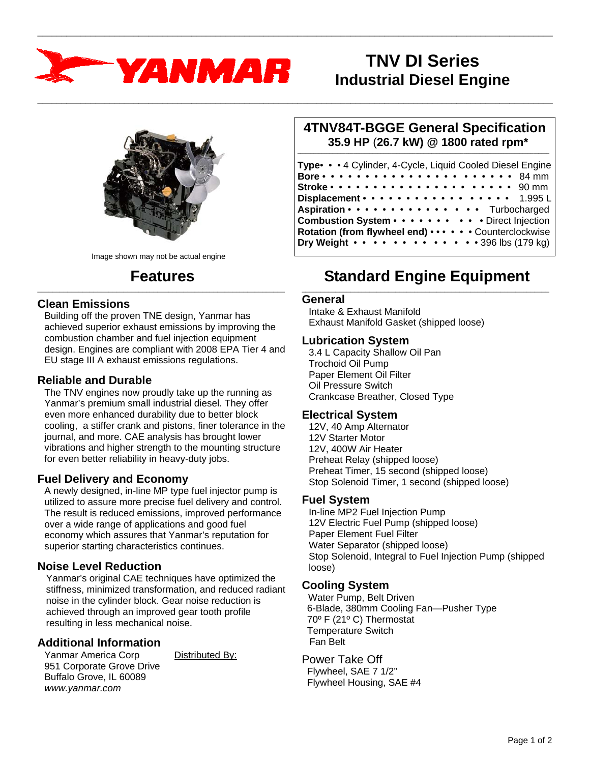# TNV DI Series
# Industrial Diesel Engine

Image shown may not be actual engine

## 4TNV84T-BGGE General Specification
**35.9 HP (26.7 kW) @ 1800 rated rpm***

| | |
|---|---|
| **Type** | 4 Cylinder, 4-Cycle, Liquid Cooled Diesel Engine |
| **Bore** | 84 mm |
| **Stroke** | 90 mm |
| **Displacement** | 1.995 L |
| **Aspiration** | Turbocharged |
| **Combustion System** | Direct Injection |
| **Rotation (from flywheel end)** | Counterclockwise |
| **Dry Weight** | 396 lbs (179 kg) |

## Features

### Clean Emissions
Building off the proven TNE design, Yanmar has achieved superior exhaust emissions by improving the combustion chamber and fuel injection equipment design. Engines are compliant with 2008 EPA Tier 4 and EU stage III A exhaust emissions regulations.

### Reliable and Durable
The TNV engines now proudly take up the running as Yanmar's premium small industrial diesel. They offer even more enhanced durability due to better block cooling, a stiffer crank and pistons, finer tolerance in the journal, and more. CAE analysis has brought lower vibrations and higher strength to the mounting structure for even better reliability in heavy-duty jobs.

### Fuel Delivery and Economy
A newly designed, in-line MP type fuel injector pump is utilized to assure more precise fuel delivery and control. The result is reduced emissions, improved performance over a wide range of applications and good fuel economy which assures that Yanmar's reputation for superior starting characteristics continues.

### Noise Level Reduction
Yanmar's original CAE techniques have optimized the stiffness, minimized transformation, and reduced radiant noise in the cylinder block. Gear noise reduction is achieved through an improved gear tooth profile resulting in less mechanical noise.

### Additional Information
Yanmar America Corp
951 Corporate Grove Drive
Buffalo Grove, IL 60089
*www.yanmar.com*

Distributed By:

## Standard Engine Equipment

### General
- Intake & Exhaust Manifold
- Exhaust Manifold Gasket (shipped loose)

### Lubrication System
- 3.4 L Capacity Shallow Oil Pan
- Trochoid Oil Pump
- Paper Element Oil Filter
- Oil Pressure Switch
- Crankcase Breather, Closed Type

### Electrical System
- 12V, 40 Amp Alternator
- 12V Starter Motor
- 12V, 400W Air Heater
- Preheat Relay (shipped loose)
- Preheat Timer, 15 second (shipped loose)
- Stop Solenoid Timer, 1 second (shipped loose)

### Fuel System
- In-line MP2 Fuel Injection Pump
- 12V Electric Fuel Pump (shipped loose)
- Paper Element Fuel Filter
- Water Separator (shipped loose)
- Stop Solenoid, Integral to Fuel Injection Pump (shipped loose)

### Cooling System
- Water Pump, Belt Driven
- 6-Blade, 380mm Cooling Fan—Pusher Type
- 70º F (21º C) Thermostat
- Temperature Switch
- Fan Belt

### Power Take Off
- Flywheel, SAE 7 1/2"
- Flywheel Housing, SAE #4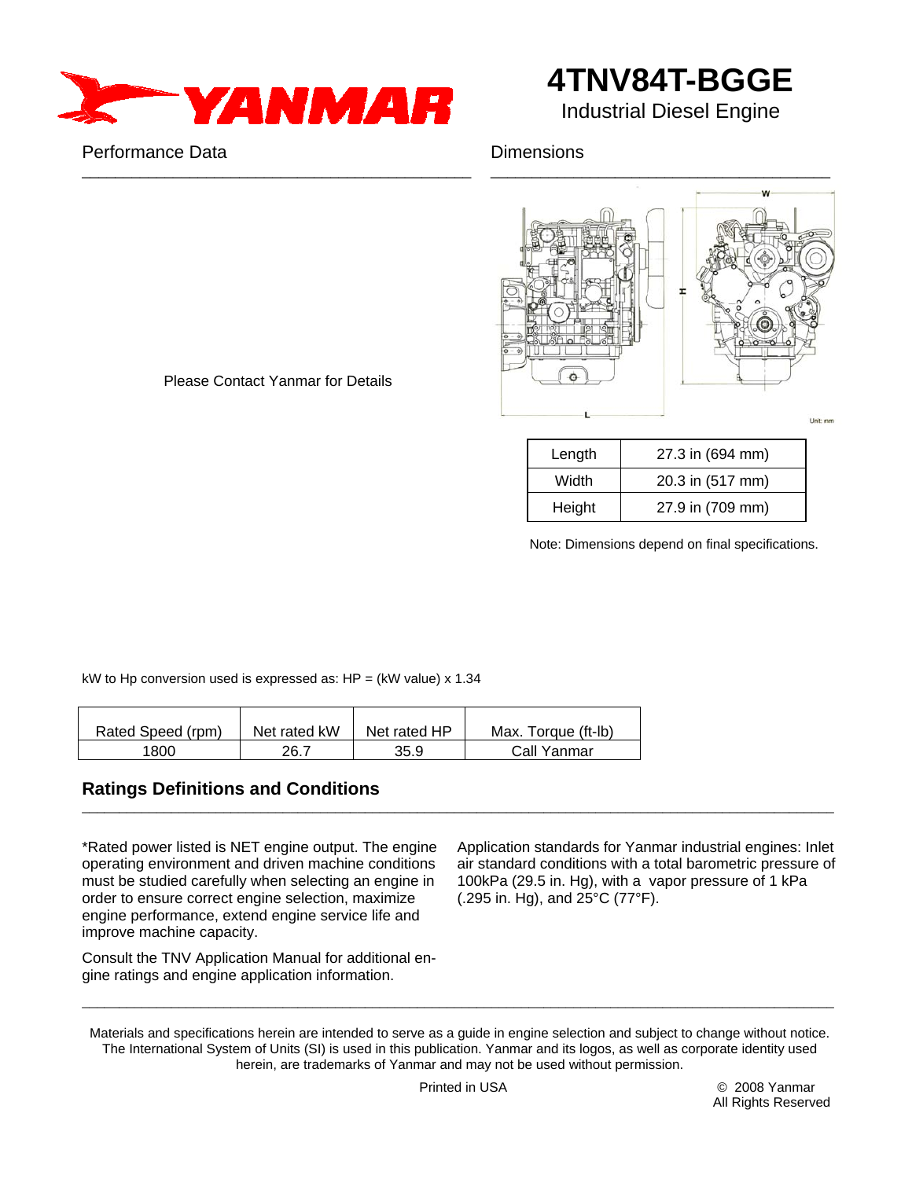# 4TNV84T-BGGE

Industrial Diesel Engine

## Performance Data

Please Contact Yanmar for Details

## Dimensions

W

H

L

Unit: mm

| | |
|---|---|
| Length | 27.3 in (694 mm) |
| Width | 20.3 in (517 mm) |
| Height | 27.9 in (709 mm) |

Note: Dimensions depend on final specifications.

kW to Hp conversion used is expressed as: HP = (kW value) x 1.34

| Rated Speed (rpm) | Net rated kW | Net rated HP | Max. Torque (ft-lb) |
|---|---|---|---|
| 1800 | 26.7 | 35.9 | Call Yanmar |

## Ratings Definitions and Conditions

*Rated power listed is NET engine output. The engine operating environment and driven machine conditions must be studied carefully when selecting an engine in order to ensure correct engine selection, maximize engine performance, extend engine service life and improve machine capacity.

Consult the TNV Application Manual for additional engine ratings and engine application information.

Application standards for Yanmar industrial engines: Inlet air standard conditions with a total barometric pressure of 100kPa (29.5 in. Hg), with a vapor pressure of 1 kPa (.295 in. Hg), and 25°C (77°F).

Materials and specifications herein are intended to serve as a guide in engine selection and subject to change without notice. The International System of Units (SI) is used in this publication. Yanmar and its logos, as well as corporate identity used herein, are trademarks of Yanmar and may not be used without permission.

Printed in USA

© 2008 Yanmar
All Rights Reserved